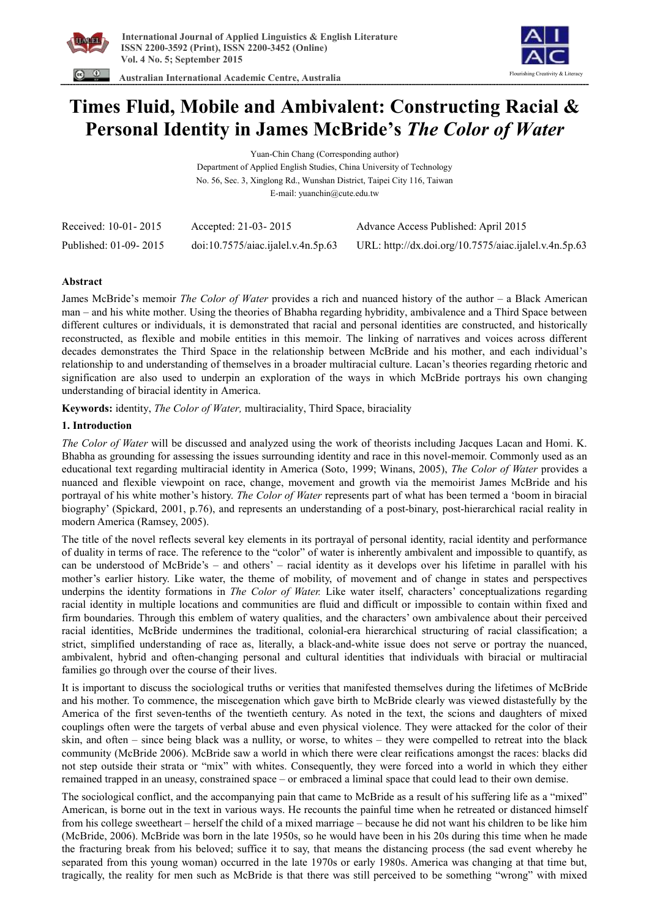# Times Fluid, Mobile and Ambivalent: Constructing Racial & Personal Identity in James McBride's *The Color of Water*

Yuan-Chin Chang (Corresponding author)
Department of Applied English Studies, China University of Technology
No. 56, Sec. 3, Xinglong Rd., Wunshan District, Taipei City 116, Taiwan
E-mail: yuanchin@cute.edu.tw

| Received: 10-01- 2015 | Accepted: 21-03- 2015 | Advance Access Published: April 2015 |
|---|---|---|
| Published: 01-09- 2015 | doi:10.7575/aiac.ijalel.v.4n.5p.63 | URL: http://dx.doi.org/10.7575/aiac.ijalel.v.4n.5p.63 |

## Abstract

James McBride's memoir *The Color of Water* provides a rich and nuanced history of the author – a Black American man – and his white mother. Using the theories of Bhabha regarding hybridity, ambivalence and a Third Space between different cultures or individuals, it is demonstrated that racial and personal identities are constructed, and historically reconstructed, as flexible and mobile entities in this memoir. The linking of narratives and voices across different decades demonstrates the Third Space in the relationship between McBride and his mother, and each individual's relationship to and understanding of themselves in a broader multiracial culture. Lacan's theories regarding rhetoric and signification are also used to underpin an exploration of the ways in which McBride portrays his own changing understanding of biracial identity in America.

**Keywords:** identity, *The Color of Water,* multiraciality, Third Space, biraciality

## 1. Introduction

*The Color of Water* will be discussed and analyzed using the work of theorists including Jacques Lacan and Homi. K. Bhabha as grounding for assessing the issues surrounding identity and race in this novel-memoir. Commonly used as an educational text regarding multiracial identity in America (Soto, 1999; Winans, 2005), *The Color of Water* provides a nuanced and flexible viewpoint on race, change, movement and growth via the memoirist James McBride and his portrayal of his white mother's history. *The Color of Water* represents part of what has been termed a 'boom in biracial biography' (Spickard, 2001, p.76), and represents an understanding of a post-binary, post-hierarchical racial reality in modern America (Ramsey, 2005).

The title of the novel reflects several key elements in its portrayal of personal identity, racial identity and performance of duality in terms of race. The reference to the "color" of water is inherently ambivalent and impossible to quantify, as can be understood of McBride's – and others' – racial identity as it develops over his lifetime in parallel with his mother's earlier history. Like water, the theme of mobility, of movement and of change in states and perspectives underpins the identity formations in *The Color of Water.* Like water itself, characters' conceptualizations regarding racial identity in multiple locations and communities are fluid and difficult or impossible to contain within fixed and firm boundaries. Through this emblem of watery qualities, and the characters' own ambivalence about their perceived racial identities, McBride undermines the traditional, colonial-era hierarchical structuring of racial classification; a strict, simplified understanding of race as, literally, a black-and-white issue does not serve or portray the nuanced, ambivalent, hybrid and often-changing personal and cultural identities that individuals with biracial or multiracial families go through over the course of their lives.

It is important to discuss the sociological truths or verities that manifested themselves during the lifetimes of McBride and his mother. To commence, the miscegenation which gave birth to McBride clearly was viewed distastefully by the America of the first seven-tenths of the twentieth century. As noted in the text, the scions and daughters of mixed couplings often were the targets of verbal abuse and even physical violence. They were attacked for the color of their skin, and often – since being black was a nullity, or worse, to whites – they were compelled to retreat into the black community (McBride 2006). McBride saw a world in which there were clear reifications amongst the races: blacks did not step outside their strata or "mix" with whites. Consequently, they were forced into a world in which they either remained trapped in an uneasy, constrained space – or embraced a liminal space that could lead to their own demise.

The sociological conflict, and the accompanying pain that came to McBride as a result of his suffering life as a "mixed" American, is borne out in the text in various ways. He recounts the painful time when he retreated or distanced himself from his college sweetheart – herself the child of a mixed marriage – because he did not want his children to be like him (McBride, 2006). McBride was born in the late 1950s, so he would have been in his 20s during this time when he made the fracturing break from his beloved; suffice it to say, that means the distancing process (the sad event whereby he separated from this young woman) occurred in the late 1970s or early 1980s. America was changing at that time but, tragically, the reality for men such as McBride is that there was still perceived to be something "wrong" with mixed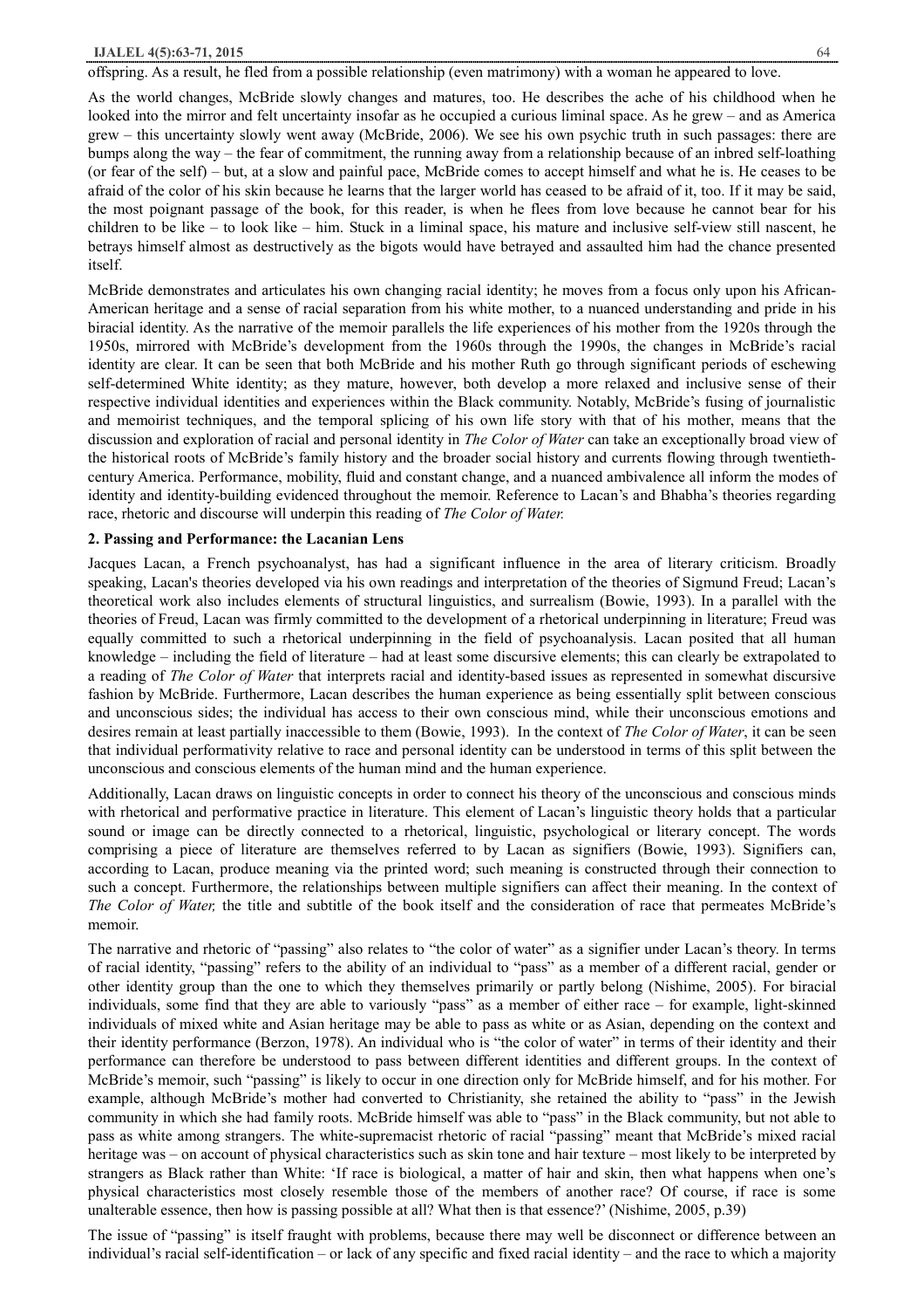offspring. As a result, he fled from a possible relationship (even matrimony) with a woman he appeared to love.

As the world changes, McBride slowly changes and matures, too. He describes the ache of his childhood when he looked into the mirror and felt uncertainty insofar as he occupied a curious liminal space. As he grew – and as America grew – this uncertainty slowly went away (McBride, 2006). We see his own psychic truth in such passages: there are bumps along the way – the fear of commitment, the running away from a relationship because of an inbred self-loathing (or fear of the self) – but, at a slow and painful pace, McBride comes to accept himself and what he is. He ceases to be afraid of the color of his skin because he learns that the larger world has ceased to be afraid of it, too. If it may be said, the most poignant passage of the book, for this reader, is when he flees from love because he cannot bear for his children to be like – to look like – him. Stuck in a liminal space, his mature and inclusive self-view still nascent, he betrays himself almost as destructively as the bigots would have betrayed and assaulted him had the chance presented itself.

McBride demonstrates and articulates his own changing racial identity; he moves from a focus only upon his African-American heritage and a sense of racial separation from his white mother, to a nuanced understanding and pride in his biracial identity. As the narrative of the memoir parallels the life experiences of his mother from the 1920s through the 1950s, mirrored with McBride's development from the 1960s through the 1990s, the changes in McBride's racial identity are clear. It can be seen that both McBride and his mother Ruth go through significant periods of eschewing self-determined White identity; as they mature, however, both develop a more relaxed and inclusive sense of their respective individual identities and experiences within the Black community. Notably, McBride's fusing of journalistic and memoirist techniques, and the temporal splicing of his own life story with that of his mother, means that the discussion and exploration of racial and personal identity in *The Color of Water* can take an exceptionally broad view of the historical roots of McBride's family history and the broader social history and currents flowing through twentieth-century America. Performance, mobility, fluid and constant change, and a nuanced ambivalence all inform the modes of identity and identity-building evidenced throughout the memoir. Reference to Lacan's and Bhabha's theories regarding race, rhetoric and discourse will underpin this reading of *The Color of Water.*

## 2. Passing and Performance: the Lacanian Lens

Jacques Lacan, a French psychoanalyst, has had a significant influence in the area of literary criticism. Broadly speaking, Lacan's theories developed via his own readings and interpretation of the theories of Sigmund Freud; Lacan's theoretical work also includes elements of structural linguistics, and surrealism (Bowie, 1993). In a parallel with the theories of Freud, Lacan was firmly committed to the development of a rhetorical underpinning in literature; Freud was equally committed to such a rhetorical underpinning in the field of psychoanalysis. Lacan posited that all human knowledge – including the field of literature – had at least some discursive elements; this can clearly be extrapolated to a reading of *The Color of Water* that interprets racial and identity-based issues as represented in somewhat discursive fashion by McBride. Furthermore, Lacan describes the human experience as being essentially split between conscious and unconscious sides; the individual has access to their own conscious mind, while their unconscious emotions and desires remain at least partially inaccessible to them (Bowie, 1993). In the context of *The Color of Water*, it can be seen that individual performativity relative to race and personal identity can be understood in terms of this split between the unconscious and conscious elements of the human mind and the human experience.

Additionally, Lacan draws on linguistic concepts in order to connect his theory of the unconscious and conscious minds with rhetorical and performative practice in literature. This element of Lacan's linguistic theory holds that a particular sound or image can be directly connected to a rhetorical, linguistic, psychological or literary concept. The words comprising a piece of literature are themselves referred to by Lacan as signifiers (Bowie, 1993). Signifiers can, according to Lacan, produce meaning via the printed word; such meaning is constructed through their connection to such a concept. Furthermore, the relationships between multiple signifiers can affect their meaning. In the context of *The Color of Water,* the title and subtitle of the book itself and the consideration of race that permeates McBride's memoir.

The narrative and rhetoric of "passing" also relates to "the color of water" as a signifier under Lacan's theory. In terms of racial identity, "passing" refers to the ability of an individual to "pass" as a member of a different racial, gender or other identity group than the one to which they themselves primarily or partly belong (Nishime, 2005). For biracial individuals, some find that they are able to variously "pass" as a member of either race – for example, light-skinned individuals of mixed white and Asian heritage may be able to pass as white or as Asian, depending on the context and their identity performance (Berzon, 1978). An individual who is "the color of water" in terms of their identity and their performance can therefore be understood to pass between different identities and different groups. In the context of McBride's memoir, such "passing" is likely to occur in one direction only for McBride himself, and for his mother. For example, although McBride's mother had converted to Christianity, she retained the ability to "pass" in the Jewish community in which she had family roots. McBride himself was able to "pass" in the Black community, but not able to pass as white among strangers. The white-supremacist rhetoric of racial "passing" meant that McBride's mixed racial heritage was – on account of physical characteristics such as skin tone and hair texture – most likely to be interpreted by strangers as Black rather than White: 'If race is biological, a matter of hair and skin, then what happens when one's physical characteristics most closely resemble those of the members of another race? Of course, if race is some unalterable essence, then how is passing possible at all? What then is that essence?' (Nishime, 2005, p.39)

The issue of "passing" is itself fraught with problems, because there may well be disconnect or difference between an individual's racial self-identification – or lack of any specific and fixed racial identity – and the race to which a majority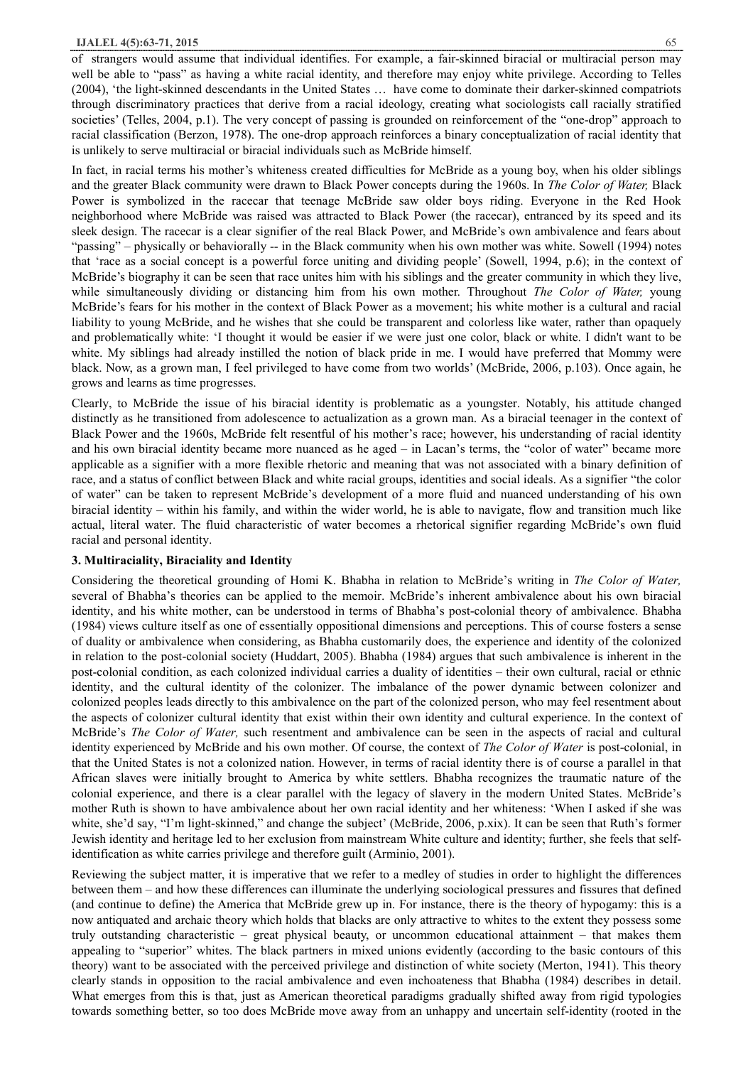of strangers would assume that individual identifies. For example, a fair-skinned biracial or multiracial person may well be able to "pass" as having a white racial identity, and therefore may enjoy white privilege. According to Telles (2004), 'the light-skinned descendants in the United States … have come to dominate their darker-skinned compatriots through discriminatory practices that derive from a racial ideology, creating what sociologists call racially stratified societies' (Telles, 2004, p.1). The very concept of passing is grounded on reinforcement of the "one-drop" approach to racial classification (Berzon, 1978). The one-drop approach reinforces a binary conceptualization of racial identity that is unlikely to serve multiracial or biracial individuals such as McBride himself.

In fact, in racial terms his mother's whiteness created difficulties for McBride as a young boy, when his older siblings and the greater Black community were drawn to Black Power concepts during the 1960s. In *The Color of Water,* Black Power is symbolized in the racecar that teenage McBride saw older boys riding. Everyone in the Red Hook neighborhood where McBride was raised was attracted to Black Power (the racecar), entranced by its speed and its sleek design. The racecar is a clear signifier of the real Black Power, and McBride's own ambivalence and fears about "passing" – physically or behaviorally -- in the Black community when his own mother was white. Sowell (1994) notes that 'race as a social concept is a powerful force uniting and dividing people' (Sowell, 1994, p.6); in the context of McBride's biography it can be seen that race unites him with his siblings and the greater community in which they live, while simultaneously dividing or distancing him from his own mother. Throughout *The Color of Water,* young McBride's fears for his mother in the context of Black Power as a movement; his white mother is a cultural and racial liability to young McBride, and he wishes that she could be transparent and colorless like water, rather than opaquely and problematically white: 'I thought it would be easier if we were just one color, black or white. I didn't want to be white. My siblings had already instilled the notion of black pride in me. I would have preferred that Mommy were black. Now, as a grown man, I feel privileged to have come from two worlds' (McBride, 2006, p.103). Once again, he grows and learns as time progresses.

Clearly, to McBride the issue of his biracial identity is problematic as a youngster. Notably, his attitude changed distinctly as he transitioned from adolescence to actualization as a grown man. As a biracial teenager in the context of Black Power and the 1960s, McBride felt resentful of his mother's race; however, his understanding of racial identity and his own biracial identity became more nuanced as he aged – in Lacan's terms, the "color of water" became more applicable as a signifier with a more flexible rhetoric and meaning that was not associated with a binary definition of race, and a status of conflict between Black and white racial groups, identities and social ideals. As a signifier "the color of water" can be taken to represent McBride's development of a more fluid and nuanced understanding of his own biracial identity – within his family, and within the wider world, he is able to navigate, flow and transition much like actual, literal water. The fluid characteristic of water becomes a rhetorical signifier regarding McBride's own fluid racial and personal identity.

### 3. Multiraciality, Biraciality and Identity

Considering the theoretical grounding of Homi K. Bhabha in relation to McBride's writing in *The Color of Water,* several of Bhabha's theories can be applied to the memoir. McBride's inherent ambivalence about his own biracial identity, and his white mother, can be understood in terms of Bhabha's post-colonial theory of ambivalence. Bhabha (1984) views culture itself as one of essentially oppositional dimensions and perceptions. This of course fosters a sense of duality or ambivalence when considering, as Bhabha customarily does, the experience and identity of the colonized in relation to the post-colonial society (Huddart, 2005). Bhabha (1984) argues that such ambivalence is inherent in the post-colonial condition, as each colonized individual carries a duality of identities – their own cultural, racial or ethnic identity, and the cultural identity of the colonizer. The imbalance of the power dynamic between colonizer and colonized peoples leads directly to this ambivalence on the part of the colonized person, who may feel resentment about the aspects of colonizer cultural identity that exist within their own identity and cultural experience. In the context of McBride's *The Color of Water,* such resentment and ambivalence can be seen in the aspects of racial and cultural identity experienced by McBride and his own mother. Of course, the context of *The Color of Water* is post-colonial, in that the United States is not a colonized nation. However, in terms of racial identity there is of course a parallel in that African slaves were initially brought to America by white settlers. Bhabha recognizes the traumatic nature of the colonial experience, and there is a clear parallel with the legacy of slavery in the modern United States. McBride's mother Ruth is shown to have ambivalence about her own racial identity and her whiteness: 'When I asked if she was white, she'd say, "I'm light-skinned," and change the subject' (McBride, 2006, p.xix). It can be seen that Ruth's former Jewish identity and heritage led to her exclusion from mainstream White culture and identity; further, she feels that self-identification as white carries privilege and therefore guilt (Arminio, 2001).

Reviewing the subject matter, it is imperative that we refer to a medley of studies in order to highlight the differences between them – and how these differences can illuminate the underlying sociological pressures and fissures that defined (and continue to define) the America that McBride grew up in. For instance, there is the theory of hypogamy: this is a now antiquated and archaic theory which holds that blacks are only attractive to whites to the extent they possess some truly outstanding characteristic – great physical beauty, or uncommon educational attainment – that makes them appealing to "superior" whites. The black partners in mixed unions evidently (according to the basic contours of this theory) want to be associated with the perceived privilege and distinction of white society (Merton, 1941). This theory clearly stands in opposition to the racial ambivalence and even inchoateness that Bhabha (1984) describes in detail. What emerges from this is that, just as American theoretical paradigms gradually shifted away from rigid typologies towards something better, so too does McBride move away from an unhappy and uncertain self-identity (rooted in the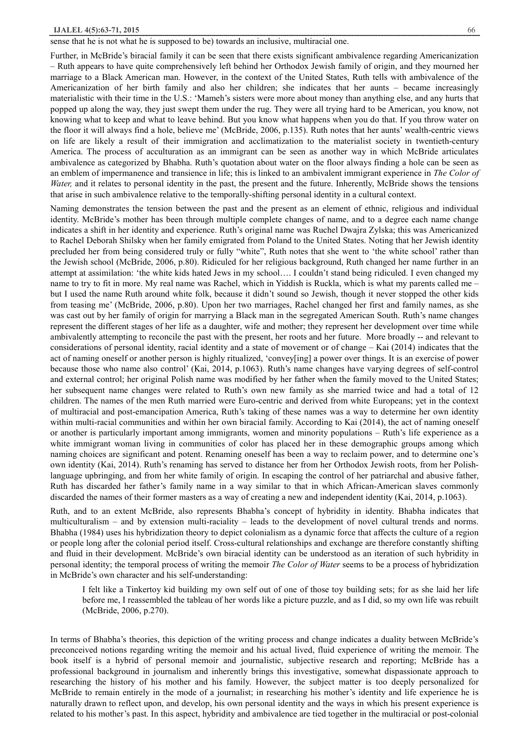sense that he is not what he is supposed to be) towards an inclusive, multiracial one.

Further, in McBride's biracial family it can be seen that there exists significant ambivalence regarding Americanization – Ruth appears to have quite comprehensively left behind her Orthodox Jewish family of origin, and they mourned her marriage to a Black American man. However, in the context of the United States, Ruth tells with ambivalence of the Americanization of her birth family and also her children; she indicates that her aunts – became increasingly materialistic with their time in the U.S.: 'Mameh's sisters were more about money than anything else, and any hurts that popped up along the way, they just swept them under the rug. They were all trying hard to be American, you know, not knowing what to keep and what to leave behind. But you know what happens when you do that. If you throw water on the floor it will always find a hole, believe me' (McBride, 2006, p.135). Ruth notes that her aunts' wealth-centric views on life are likely a result of their immigration and acclimatization to the materialist society in twentieth-century America. The process of acculturation as an immigrant can be seen as another way in which McBride articulates ambivalence as categorized by Bhabha. Ruth's quotation about water on the floor always finding a hole can be seen as an emblem of impermanence and transience in life; this is linked to an ambivalent immigrant experience in *The Color of Water,* and it relates to personal identity in the past, the present and the future. Inherently, McBride shows the tensions that arise in such ambivalence relative to the temporally-shifting personal identity in a cultural context.

Naming demonstrates the tension between the past and the present as an element of ethnic, religious and individual identity. McBride's mother has been through multiple complete changes of name, and to a degree each name change indicates a shift in her identity and experience. Ruth's original name was Ruchel Dwajra Zylska; this was Americanized to Rachel Deborah Shilsky when her family emigrated from Poland to the United States. Noting that her Jewish identity precluded her from being considered truly or fully "white", Ruth notes that she went to 'the white school' rather than the Jewish school (McBride, 2006, p.80). Ridiculed for her religious background, Ruth changed her name further in an attempt at assimilation: 'the white kids hated Jews in my school…. I couldn't stand being ridiculed. I even changed my name to try to fit in more. My real name was Rachel, which in Yiddish is Ruckla, which is what my parents called me – but I used the name Ruth around white folk, because it didn't sound so Jewish, though it never stopped the other kids from teasing me' (McBride, 2006, p.80). Upon her two marriages, Rachel changed her first and family names, as she was cast out by her family of origin for marrying a Black man in the segregated American South. Ruth's name changes represent the different stages of her life as a daughter, wife and mother; they represent her development over time while ambivalently attempting to reconcile the past with the present, her roots and her future. More broadly -- and relevant to considerations of personal identity, racial identity and a state of movement or of change – Kai (2014) indicates that the act of naming oneself or another person is highly ritualized, 'convey[ing] a power over things. It is an exercise of power because those who name also control' (Kai, 2014, p.1063). Ruth's name changes have varying degrees of self-control and external control; her original Polish name was modified by her father when the family moved to the United States; her subsequent name changes were related to Ruth's own new family as she married twice and had a total of 12 children. The names of the men Ruth married were Euro-centric and derived from white Europeans; yet in the context of multiracial and post-emancipation America, Ruth's taking of these names was a way to determine her own identity within multi-racial communities and within her own biracial family. According to Kai (2014), the act of naming oneself or another is particularly important among immigrants, women and minority populations – Ruth's life experience as a white immigrant woman living in communities of color has placed her in these demographic groups among which naming choices are significant and potent. Renaming oneself has been a way to reclaim power, and to determine one's own identity (Kai, 2014). Ruth's renaming has served to distance her from her Orthodox Jewish roots, from her Polish-language upbringing, and from her white family of origin. In escaping the control of her patriarchal and abusive father, Ruth has discarded her father's family name in a way similar to that in which African-American slaves commonly discarded the names of their former masters as a way of creating a new and independent identity (Kai, 2014, p.1063).

Ruth, and to an extent McBride, also represents Bhabha's concept of hybridity in identity. Bhabha indicates that multiculturalism – and by extension multi-raciality – leads to the development of novel cultural trends and norms. Bhabha (1984) uses his hybridization theory to depict colonialism as a dynamic force that affects the culture of a region or people long after the colonial period itself. Cross-cultural relationships and exchange are therefore constantly shifting and fluid in their development. McBride's own biracial identity can be understood as an iteration of such hybridity in personal identity; the temporal process of writing the memoir *The Color of Water* seems to be a process of hybridization in McBride's own character and his self-understanding:

> I felt like a Tinkertoy kid building my own self out of one of those toy building sets; for as she laid her life before me, I reassembled the tableau of her words like a picture puzzle, and as I did, so my own life was rebuilt (McBride, 2006, p.270).

In terms of Bhabha's theories, this depiction of the writing process and change indicates a duality between McBride's preconceived notions regarding writing the memoir and his actual lived, fluid experience of writing the memoir. The book itself is a hybrid of personal memoir and journalistic, subjective research and reporting; McBride has a professional background in journalism and inherently brings this investigative, somewhat dispassionate approach to researching the history of his mother and his family. However, the subject matter is too deeply personalized for McBride to remain entirely in the mode of a journalist; in researching his mother's identity and life experience he is naturally drawn to reflect upon, and develop, his own personal identity and the ways in which his present experience is related to his mother's past. In this aspect, hybridity and ambivalence are tied together in the multiracial or post-colonial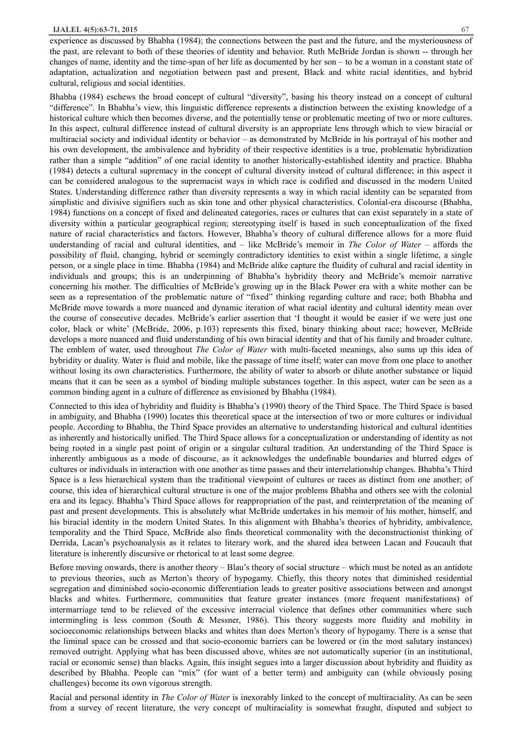experience as discussed by Bhabha (1984); the connections between the past and the future, and the mysteriousness of the past, are relevant to both of these theories of identity and behavior. Ruth McBride Jordan is shown -- through her changes of name, identity and the time-span of her life as documented by her son – to be a woman in a constant state of adaptation, actualization and negotiation between past and present, Black and white racial identities, and hybrid cultural, religious and social identities.

Bhabha (1984) eschews the broad concept of cultural "diversity", basing his theory instead on a concept of cultural "difference". In Bhabha's view, this linguistic difference represents a distinction between the existing knowledge of a historical culture which then becomes diverse, and the potentially tense or problematic meeting of two or more cultures. In this aspect, cultural difference instead of cultural diversity is an appropriate lens through which to view biracial or multiracial society and individual identity or behavior – as demonstrated by McBride in his portrayal of his mother and his own development, the ambivalence and hybridity of their respective identities is a true, problematic hybridization rather than a simple "addition" of one racial identity to another historically-established identity and practice. Bhabha (1984) detects a cultural supremacy in the concept of cultural diversity instead of cultural difference; in this aspect it can be considered analogous to the supremacist ways in which race is codified and discussed in the modern United States. Understanding difference rather than diversity represents a way in which racial identity can be separated from simplistic and divisive signifiers such as skin tone and other physical characteristics. Colonial-era discourse (Bhabha, 1984) functions on a concept of fixed and delineated categories, races or cultures that can exist separately in a state of diversity within a particular geographical region; stereotyping itself is based in such conceptualization of the fixed nature of racial characteristics and factors. However, Bhabha's theory of cultural difference allows for a more fluid understanding of racial and cultural identities, and – like McBride's memoir in *The Color of Water* – affords the possibility of fluid, changing, hybrid or seemingly contradictory identities to exist within a single lifetime, a single person, or a single place in time. Bhabha (1984) and McBride alike capture the fluidity of cultural and racial identity in individuals and groups; this is an underpinning of Bhabha's hybridity theory and McBride's memoir narrative concerning his mother. The difficulties of McBride's growing up in the Black Power era with a white mother can be seen as a representation of the problematic nature of "fixed" thinking regarding culture and race; both Bhabha and McBride move towards a more nuanced and dynamic iteration of what racial identity and cultural identity mean over the course of consecutive decades. McBride's earlier assertion that 'I thought it would be easier if we were just one color, black or white' (McBride, 2006, p.103) represents this fixed, binary thinking about race; however, McBride develops a more nuanced and fluid understanding of his own biracial identity and that of his family and broader culture. The emblem of water, used throughout *The Color of Water* with multi-faceted meanings, also sums up this idea of hybridity or duality. Water is fluid and mobile, like the passage of time itself; water can move from one place to another without losing its own characteristics. Furthermore, the ability of water to absorb or dilute another substance or liquid means that it can be seen as a symbol of binding multiple substances together. In this aspect, water can be seen as a common binding agent in a culture of difference as envisioned by Bhabha (1984).

Connected to this idea of hybridity and fluidity is Bhabha's (1990) theory of the Third Space. The Third Space is based in ambiguity, and Bhabha (1990) locates this theoretical space at the intersection of two or more cultures or individual people. According to Bhabha, the Third Space provides an alternative to understanding historical and cultural identities as inherently and historically unified. The Third Space allows for a conceptualization or understanding of identity as not being rooted in a single past point of origin or a singular cultural tradition. An understanding of the Third Space is inherently ambiguous as a mode of discourse, as it acknowledges the undefinable boundaries and blurred edges of cultures or individuals in interaction with one another as time passes and their interrelationship changes. Bhabha's Third Space is a less hierarchical system than the traditional viewpoint of cultures or races as distinct from one another; of course, this idea of hierarchical cultural structure is one of the major problems Bhabha and others see with the colonial era and its legacy. Bhabha's Third Space allows for reappropriation of the past, and reinterpretation of the meaning of past and present developments. This is absolutely what McBride undertakes in his memoir of his mother, himself, and his biracial identity in the modern United States. In this alignment with Bhabha's theories of hybridity, ambivalence, temporality and the Third Space, McBride also finds theoretical commonality with the deconstructionist thinking of Derrida, Lacan's psychoanalysis as it relates to literary work, and the shared idea between Lacan and Foucault that literature is inherently discursive or rhetorical to at least some degree.

Before moving onwards, there is another theory – Blau's theory of social structure – which must be noted as an antidote to previous theories, such as Merton's theory of hypogamy. Chiefly, this theory notes that diminished residential segregation and diminished socio-economic differentiation leads to greater positive associations between and amongst blacks and whites. Furthermore, communities that feature greater instances (more frequent manifestations) of intermarriage tend to be relieved of the excessive interracial violence that defines other communities where such intermingling is less common (South & Messner, 1986). This theory suggests more fluidity and mobility in socioeconomic relationships between blacks and whites than does Merton's theory of hypogamy. There is a sense that the liminal space can be crossed and that socio-economic barriers can be lowered or (in the most salutary instances) removed outright. Applying what has been discussed above, whites are not automatically superior (in an institutional, racial or economic sense) than blacks. Again, this insight segues into a larger discussion about hybridity and fluidity as described by Bhabha. People can "mix" (for want of a better term) and ambiguity can (while obviously posing challenges) become its own vigorous strength.

Racial and personal identity in *The Color of Water* is inexorably linked to the concept of multiraciality. As can be seen from a survey of recent literature, the very concept of multiraciality is somewhat fraught, disputed and subject to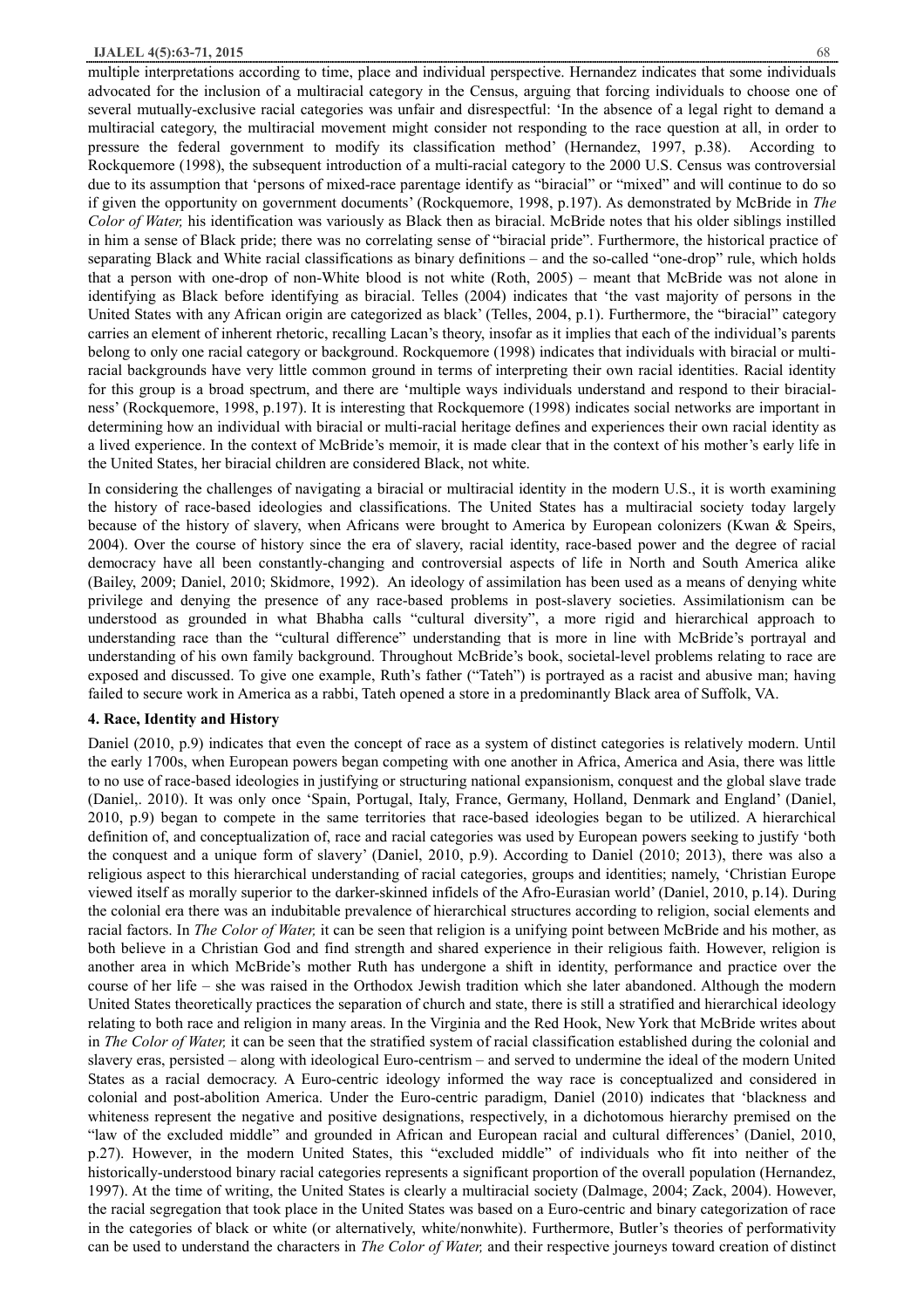multiple interpretations according to time, place and individual perspective. Hernandez indicates that some individuals advocated for the inclusion of a multiracial category in the Census, arguing that forcing individuals to choose one of several mutually-exclusive racial categories was unfair and disrespectful: 'In the absence of a legal right to demand a multiracial category, the multiracial movement might consider not responding to the race question at all, in order to pressure the federal government to modify its classification method' (Hernandez, 1997, p.38). According to Rockquemore (1998), the subsequent introduction of a multi-racial category to the 2000 U.S. Census was controversial due to its assumption that 'persons of mixed-race parentage identify as "biracial" or "mixed" and will continue to do so if given the opportunity on government documents' (Rockquemore, 1998, p.197). As demonstrated by McBride in *The Color of Water,* his identification was variously as Black then as biracial. McBride notes that his older siblings instilled in him a sense of Black pride; there was no correlating sense of "biracial pride". Furthermore, the historical practice of separating Black and White racial classifications as binary definitions – and the so-called "one-drop" rule, which holds that a person with one-drop of non-White blood is not white (Roth, 2005) – meant that McBride was not alone in identifying as Black before identifying as biracial. Telles (2004) indicates that 'the vast majority of persons in the United States with any African origin are categorized as black' (Telles, 2004, p.1). Furthermore, the "biracial" category carries an element of inherent rhetoric, recalling Lacan's theory, insofar as it implies that each of the individual's parents belong to only one racial category or background. Rockquemore (1998) indicates that individuals with biracial or multi-racial backgrounds have very little common ground in terms of interpreting their own racial identities. Racial identity for this group is a broad spectrum, and there are 'multiple ways individuals understand and respond to their biracial-ness' (Rockquemore, 1998, p.197). It is interesting that Rockquemore (1998) indicates social networks are important in determining how an individual with biracial or multi-racial heritage defines and experiences their own racial identity as a lived experience. In the context of McBride's memoir, it is made clear that in the context of his mother's early life in the United States, her biracial children are considered Black, not white.

In considering the challenges of navigating a biracial or multiracial identity in the modern U.S., it is worth examining the history of race-based ideologies and classifications. The United States has a multiracial society today largely because of the history of slavery, when Africans were brought to America by European colonizers (Kwan & Speirs, 2004). Over the course of history since the era of slavery, racial identity, race-based power and the degree of racial democracy have all been constantly-changing and controversial aspects of life in North and South America alike (Bailey, 2009; Daniel, 2010; Skidmore, 1992). An ideology of assimilation has been used as a means of denying white privilege and denying the presence of any race-based problems in post-slavery societies. Assimilationism can be understood as grounded in what Bhabha calls "cultural diversity", a more rigid and hierarchical approach to understanding race than the "cultural difference" understanding that is more in line with McBride's portrayal and understanding of his own family background. Throughout McBride's book, societal-level problems relating to race are exposed and discussed. To give one example, Ruth's father ("Tateh") is portrayed as a racist and abusive man; having failed to secure work in America as a rabbi, Tateh opened a store in a predominantly Black area of Suffolk, VA.

## 4. Race, Identity and History

Daniel (2010, p.9) indicates that even the concept of race as a system of distinct categories is relatively modern. Until the early 1700s, when European powers began competing with one another in Africa, America and Asia, there was little to no use of race-based ideologies in justifying or structuring national expansionism, conquest and the global slave trade (Daniel,. 2010). It was only once 'Spain, Portugal, Italy, France, Germany, Holland, Denmark and England' (Daniel, 2010, p.9) began to compete in the same territories that race-based ideologies began to be utilized. A hierarchical definition of, and conceptualization of, race and racial categories was used by European powers seeking to justify 'both the conquest and a unique form of slavery' (Daniel, 2010, p.9). According to Daniel (2010; 2013), there was also a religious aspect to this hierarchical understanding of racial categories, groups and identities; namely, 'Christian Europe viewed itself as morally superior to the darker-skinned infidels of the Afro-Eurasian world' (Daniel, 2010, p.14). During the colonial era there was an indubitable prevalence of hierarchical structures according to religion, social elements and racial factors. In *The Color of Water,* it can be seen that religion is a unifying point between McBride and his mother, as both believe in a Christian God and find strength and shared experience in their religious faith. However, religion is another area in which McBride's mother Ruth has undergone a shift in identity, performance and practice over the course of her life – she was raised in the Orthodox Jewish tradition which she later abandoned. Although the modern United States theoretically practices the separation of church and state, there is still a stratified and hierarchical ideology relating to both race and religion in many areas. In the Virginia and the Red Hook, New York that McBride writes about in *The Color of Water,* it can be seen that the stratified system of racial classification established during the colonial and slavery eras, persisted – along with ideological Euro-centrism – and served to undermine the ideal of the modern United States as a racial democracy. A Euro-centric ideology informed the way race is conceptualized and considered in colonial and post-abolition America. Under the Euro-centric paradigm, Daniel (2010) indicates that 'blackness and whiteness represent the negative and positive designations, respectively, in a dichotomous hierarchy premised on the "law of the excluded middle" and grounded in African and European racial and cultural differences' (Daniel, 2010, p.27). However, in the modern United States, this "excluded middle" of individuals who fit into neither of the historically-understood binary racial categories represents a significant proportion of the overall population (Hernandez, 1997). At the time of writing, the United States is clearly a multiracial society (Dalmage, 2004; Zack, 2004). However, the racial segregation that took place in the United States was based on a Euro-centric and binary categorization of race in the categories of black or white (or alternatively, white/nonwhite). Furthermore, Butler's theories of performativity can be used to understand the characters in *The Color of Water,* and their respective journeys toward creation of distinct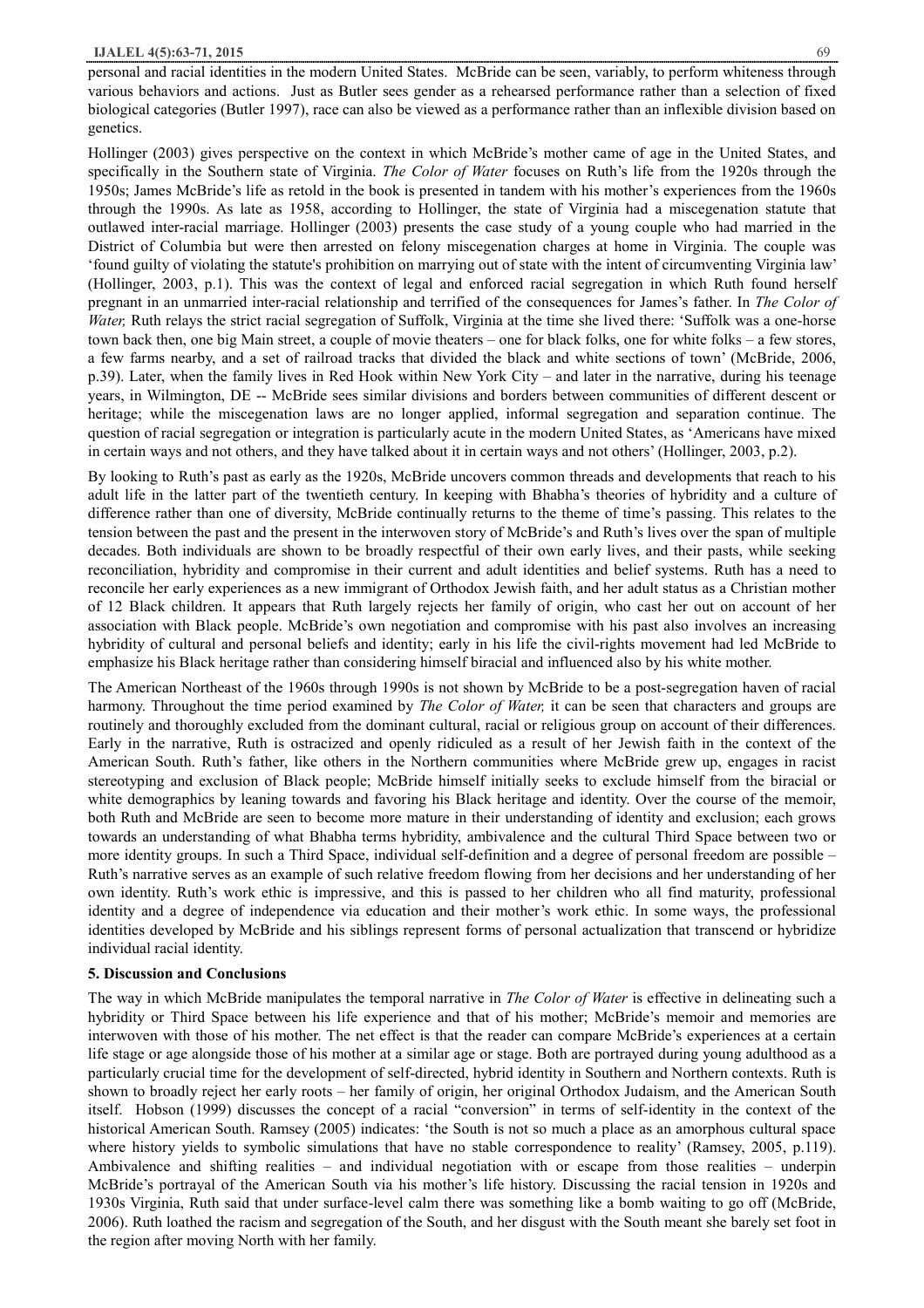personal and racial identities in the modern United States. McBride can be seen, variably, to perform whiteness through various behaviors and actions. Just as Butler sees gender as a rehearsed performance rather than a selection of fixed biological categories (Butler 1997), race can also be viewed as a performance rather than an inflexible division based on genetics.

Hollinger (2003) gives perspective on the context in which McBride's mother came of age in the United States, and specifically in the Southern state of Virginia. *The Color of Water* focuses on Ruth's life from the 1920s through the 1950s; James McBride's life as retold in the book is presented in tandem with his mother's experiences from the 1960s through the 1990s. As late as 1958, according to Hollinger, the state of Virginia had a miscegenation statute that outlawed inter-racial marriage. Hollinger (2003) presents the case study of a young couple who had married in the District of Columbia but were then arrested on felony miscegenation charges at home in Virginia. The couple was 'found guilty of violating the statute's prohibition on marrying out of state with the intent of circumventing Virginia law' (Hollinger, 2003, p.1). This was the context of legal and enforced racial segregation in which Ruth found herself pregnant in an unmarried inter-racial relationship and terrified of the consequences for James's father. In *The Color of Water,* Ruth relays the strict racial segregation of Suffolk, Virginia at the time she lived there: 'Suffolk was a one-horse town back then, one big Main street, a couple of movie theaters – one for black folks, one for white folks – a few stores, a few farms nearby, and a set of railroad tracks that divided the black and white sections of town' (McBride, 2006, p.39). Later, when the family lives in Red Hook within New York City – and later in the narrative, during his teenage years, in Wilmington, DE -- McBride sees similar divisions and borders between communities of different descent or heritage; while the miscegenation laws are no longer applied, informal segregation and separation continue. The question of racial segregation or integration is particularly acute in the modern United States, as 'Americans have mixed in certain ways and not others, and they have talked about it in certain ways and not others' (Hollinger, 2003, p.2).

By looking to Ruth's past as early as the 1920s, McBride uncovers common threads and developments that reach to his adult life in the latter part of the twentieth century. In keeping with Bhabha's theories of hybridity and a culture of difference rather than one of diversity, McBride continually returns to the theme of time's passing. This relates to the tension between the past and the present in the interwoven story of McBride's and Ruth's lives over the span of multiple decades. Both individuals are shown to be broadly respectful of their own early lives, and their pasts, while seeking reconciliation, hybridity and compromise in their current and adult identities and belief systems. Ruth has a need to reconcile her early experiences as a new immigrant of Orthodox Jewish faith, and her adult status as a Christian mother of 12 Black children. It appears that Ruth largely rejects her family of origin, who cast her out on account of her association with Black people. McBride's own negotiation and compromise with his past also involves an increasing hybridity of cultural and personal beliefs and identity; early in his life the civil-rights movement had led McBride to emphasize his Black heritage rather than considering himself biracial and influenced also by his white mother.

The American Northeast of the 1960s through 1990s is not shown by McBride to be a post-segregation haven of racial harmony. Throughout the time period examined by *The Color of Water,* it can be seen that characters and groups are routinely and thoroughly excluded from the dominant cultural, racial or religious group on account of their differences. Early in the narrative, Ruth is ostracized and openly ridiculed as a result of her Jewish faith in the context of the American South. Ruth's father, like others in the Northern communities where McBride grew up, engages in racist stereotyping and exclusion of Black people; McBride himself initially seeks to exclude himself from the biracial or white demographics by leaning towards and favoring his Black heritage and identity. Over the course of the memoir, both Ruth and McBride are seen to become more mature in their understanding of identity and exclusion; each grows towards an understanding of what Bhabha terms hybridity, ambivalence and the cultural Third Space between two or more identity groups. In such a Third Space, individual self-definition and a degree of personal freedom are possible – Ruth's narrative serves as an example of such relative freedom flowing from her decisions and her understanding of her own identity. Ruth's work ethic is impressive, and this is passed to her children who all find maturity, professional identity and a degree of independence via education and their mother's work ethic. In some ways, the professional identities developed by McBride and his siblings represent forms of personal actualization that transcend or hybridize individual racial identity.

## 5. Discussion and Conclusions

The way in which McBride manipulates the temporal narrative in *The Color of Water* is effective in delineating such a hybridity or Third Space between his life experience and that of his mother; McBride's memoir and memories are interwoven with those of his mother. The net effect is that the reader can compare McBride's experiences at a certain life stage or age alongside those of his mother at a similar age or stage. Both are portrayed during young adulthood as a particularly crucial time for the development of self-directed, hybrid identity in Southern and Northern contexts. Ruth is shown to broadly reject her early roots – her family of origin, her original Orthodox Judaism, and the American South itself. Hobson (1999) discusses the concept of a racial "conversion" in terms of self-identity in the context of the historical American South. Ramsey (2005) indicates: 'the South is not so much a place as an amorphous cultural space where history yields to symbolic simulations that have no stable correspondence to reality' (Ramsey, 2005, p.119). Ambivalence and shifting realities – and individual negotiation with or escape from those realities – underpin McBride's portrayal of the American South via his mother's life history. Discussing the racial tension in 1920s and 1930s Virginia, Ruth said that under surface-level calm there was something like a bomb waiting to go off (McBride, 2006). Ruth loathed the racism and segregation of the South, and her disgust with the South meant she barely set foot in the region after moving North with her family.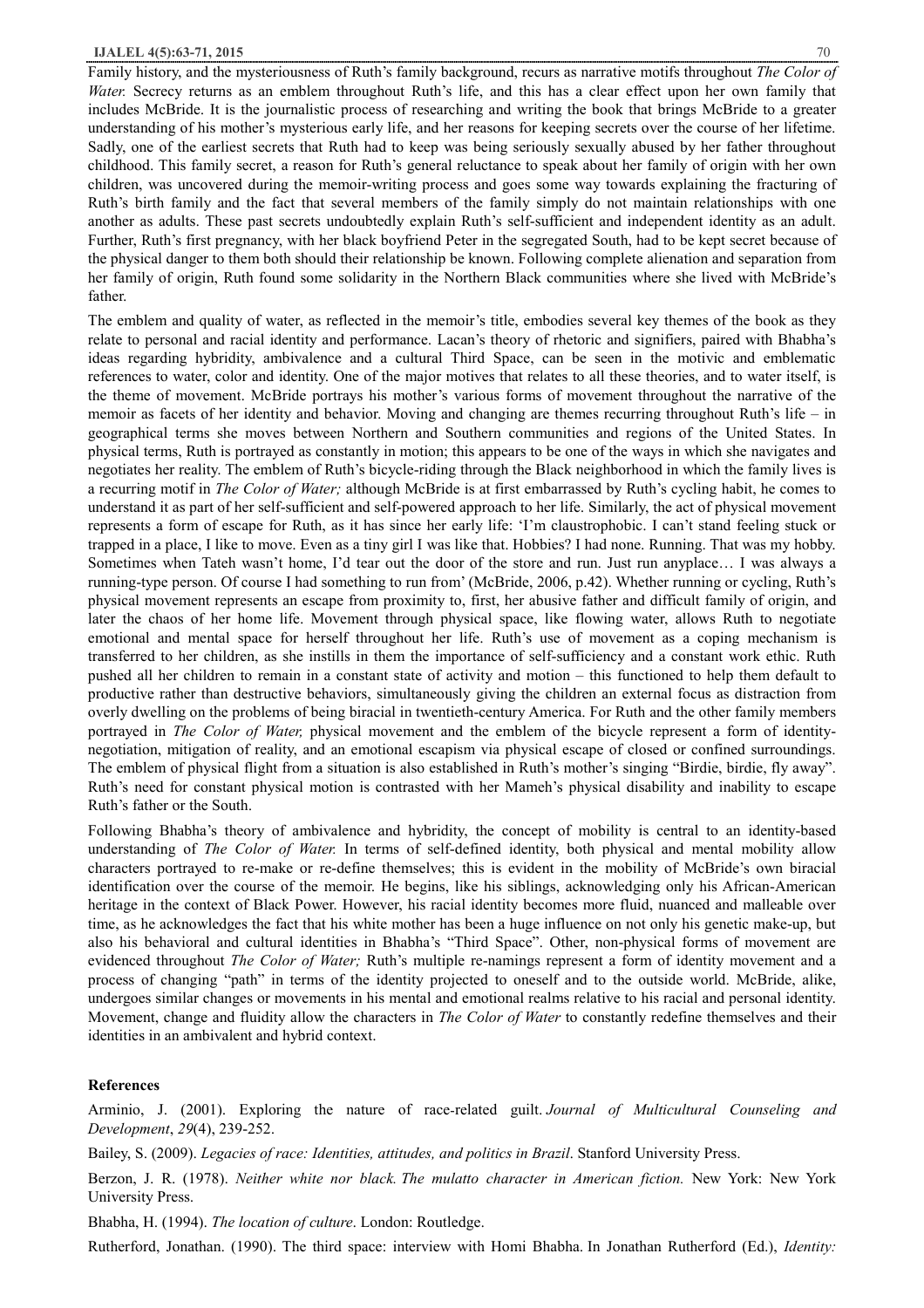Family history, and the mysteriousness of Ruth's family background, recurs as narrative motifs throughout *The Color of Water.* Secrecy returns as an emblem throughout Ruth's life, and this has a clear effect upon her own family that includes McBride. It is the journalistic process of researching and writing the book that brings McBride to a greater understanding of his mother's mysterious early life, and her reasons for keeping secrets over the course of her lifetime. Sadly, one of the earliest secrets that Ruth had to keep was being seriously sexually abused by her father throughout childhood. This family secret, a reason for Ruth's general reluctance to speak about her family of origin with her own children, was uncovered during the memoir-writing process and goes some way towards explaining the fracturing of Ruth's birth family and the fact that several members of the family simply do not maintain relationships with one another as adults. These past secrets undoubtedly explain Ruth's self-sufficient and independent identity as an adult. Further, Ruth's first pregnancy, with her black boyfriend Peter in the segregated South, had to be kept secret because of the physical danger to them both should their relationship be known. Following complete alienation and separation from her family of origin, Ruth found some solidarity in the Northern Black communities where she lived with McBride's father.

The emblem and quality of water, as reflected in the memoir's title, embodies several key themes of the book as they relate to personal and racial identity and performance. Lacan's theory of rhetoric and signifiers, paired with Bhabha's ideas regarding hybridity, ambivalence and a cultural Third Space, can be seen in the motivic and emblematic references to water, color and identity. One of the major motives that relates to all these theories, and to water itself, is the theme of movement. McBride portrays his mother's various forms of movement throughout the narrative of the memoir as facets of her identity and behavior. Moving and changing are themes recurring throughout Ruth's life – in geographical terms she moves between Northern and Southern communities and regions of the United States. In physical terms, Ruth is portrayed as constantly in motion; this appears to be one of the ways in which she navigates and negotiates her reality. The emblem of Ruth's bicycle-riding through the Black neighborhood in which the family lives is a recurring motif in *The Color of Water;* although McBride is at first embarrassed by Ruth's cycling habit, he comes to understand it as part of her self-sufficient and self-powered approach to her life. Similarly, the act of physical movement represents a form of escape for Ruth, as it has since her early life: 'I'm claustrophobic. I can't stand feeling stuck or trapped in a place, I like to move. Even as a tiny girl I was like that. Hobbies? I had none. Running. That was my hobby. Sometimes when Tateh wasn't home, I'd tear out the door of the store and run. Just run anyplace… I was always a running-type person. Of course I had something to run from' (McBride, 2006, p.42). Whether running or cycling, Ruth's physical movement represents an escape from proximity to, first, her abusive father and difficult family of origin, and later the chaos of her home life. Movement through physical space, like flowing water, allows Ruth to negotiate emotional and mental space for herself throughout her life. Ruth's use of movement as a coping mechanism is transferred to her children, as she instills in them the importance of self-sufficiency and a constant work ethic. Ruth pushed all her children to remain in a constant state of activity and motion – this functioned to help them default to productive rather than destructive behaviors, simultaneously giving the children an external focus as distraction from overly dwelling on the problems of being biracial in twentieth-century America. For Ruth and the other family members portrayed in *The Color of Water,* physical movement and the emblem of the bicycle represent a form of identity-negotiation, mitigation of reality, and an emotional escapism via physical escape of closed or confined surroundings. The emblem of physical flight from a situation is also established in Ruth's mother's singing "Birdie, birdie, fly away". Ruth's need for constant physical motion is contrasted with her Mameh's physical disability and inability to escape Ruth's father or the South.

Following Bhabha's theory of ambivalence and hybridity, the concept of mobility is central to an identity-based understanding of *The Color of Water.* In terms of self-defined identity, both physical and mental mobility allow characters portrayed to re-make or re-define themselves; this is evident in the mobility of McBride's own biracial identification over the course of the memoir. He begins, like his siblings, acknowledging only his African-American heritage in the context of Black Power. However, his racial identity becomes more fluid, nuanced and malleable over time, as he acknowledges the fact that his white mother has been a huge influence on not only his genetic make-up, but also his behavioral and cultural identities in Bhabha's "Third Space". Other, non-physical forms of movement are evidenced throughout *The Color of Water;* Ruth's multiple re-namings represent a form of identity movement and a process of changing "path" in terms of the identity projected to oneself and to the outside world. McBride, alike, undergoes similar changes or movements in his mental and emotional realms relative to his racial and personal identity. Movement, change and fluidity allow the characters in *The Color of Water* to constantly redefine themselves and their identities in an ambivalent and hybrid context.

## References

Arminio, J. (2001). Exploring the nature of race-related guilt. *Journal of Multicultural Counseling and Development*, *29*(4), 239-252.

Bailey, S. (2009). *Legacies of race: Identities, attitudes, and politics in Brazil*. Stanford University Press.

Berzon, J. R. (1978). *Neither white nor black. The mulatto character in American fiction.* New York: New York University Press.

Bhabha, H. (1994). *The location of culture*. London: Routledge.

Rutherford, Jonathan. (1990). The third space: interview with Homi Bhabha. In Jonathan Rutherford (Ed.), *Identity:*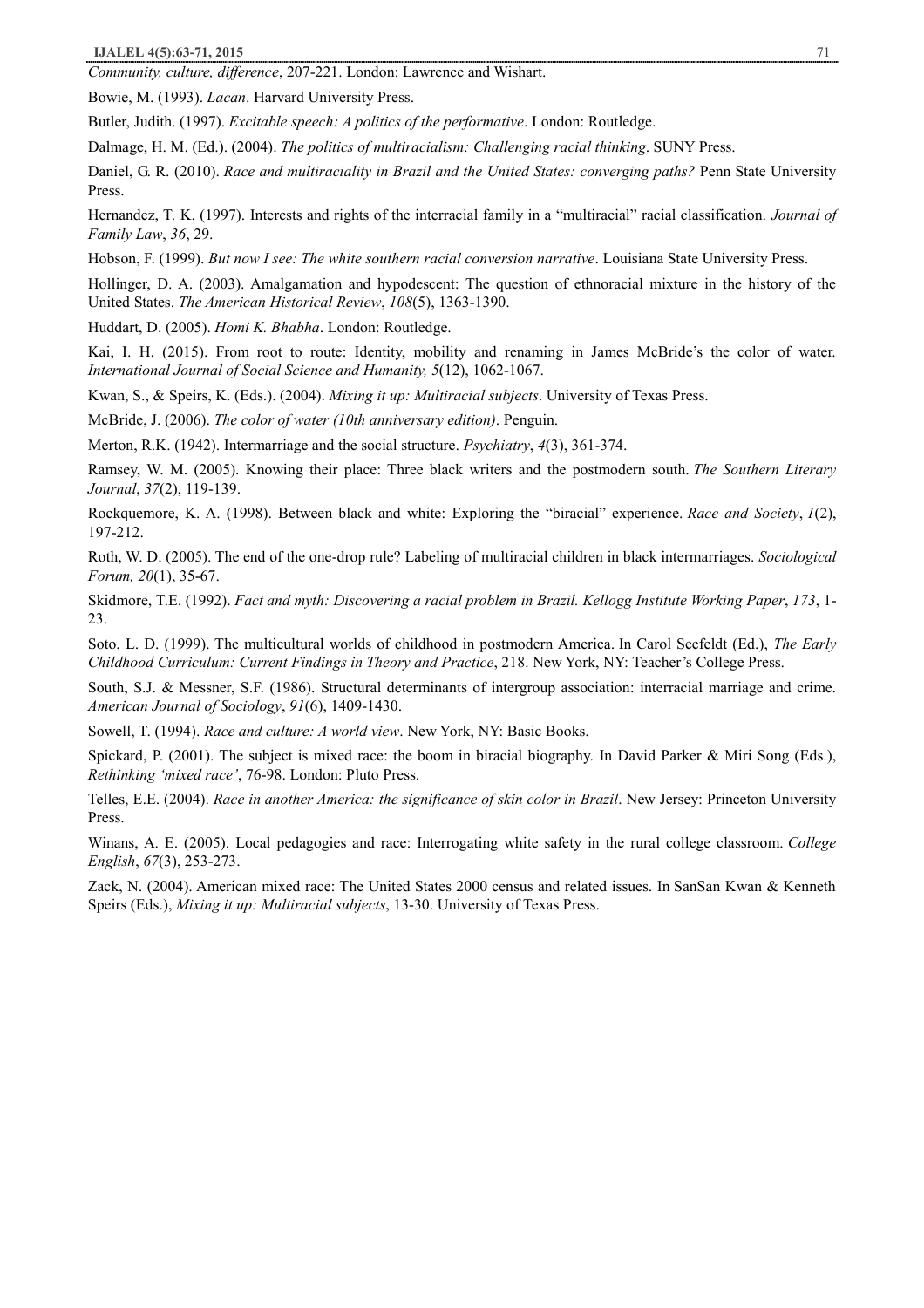*Community, culture, difference*, 207-221. London: Lawrence and Wishart.

Bowie, M. (1993). *Lacan*. Harvard University Press.

Butler, Judith. (1997). *Excitable speech: A politics of the performative*. London: Routledge.

Dalmage, H. M. (Ed.). (2004). *The politics of multiracialism: Challenging racial thinking*. SUNY Press.

Daniel, G. R. (2010). *Race and multiraciality in Brazil and the United States: converging paths?* Penn State University Press.

Hernandez, T. K. (1997). Interests and rights of the interracial family in a "multiracial" racial classification. *Journal of Family Law*, *36*, 29.

Hobson, F. (1999). *But now I see: The white southern racial conversion narrative*. Louisiana State University Press.

Hollinger, D. A. (2003). Amalgamation and hypodescent: The question of ethnoracial mixture in the history of the United States. *The American Historical Review*, *108*(5), 1363-1390.

Huddart, D. (2005). *Homi K. Bhabha*. London: Routledge.

Kai, I. H. (2015). From root to route: Identity, mobility and renaming in James McBride's the color of water. *International Journal of Social Science and Humanity, 5*(12), 1062-1067.

Kwan, S., & Speirs, K. (Eds.). (2004). *Mixing it up: Multiracial subjects*. University of Texas Press.

McBride, J. (2006). *The color of water (10th anniversary edition)*. Penguin.

Merton, R.K. (1942). Intermarriage and the social structure. *Psychiatry*, *4*(3), 361-374.

Ramsey, W. M. (2005). Knowing their place: Three black writers and the postmodern south. *The Southern Literary Journal*, *37*(2), 119-139.

Rockquemore, K. A. (1998). Between black and white: Exploring the "biracial" experience. *Race and Society*, *1*(2), 197-212.

Roth, W. D. (2005). The end of the one-drop rule? Labeling of multiracial children in black intermarriages. *Sociological Forum, 20*(1), 35-67.

Skidmore, T.E. (1992). *Fact and myth: Discovering a racial problem in Brazil. Kellogg Institute Working Paper*, *173*, 1-23.

Soto, L. D. (1999). The multicultural worlds of childhood in postmodern America. In Carol Seefeldt (Ed.), *The Early Childhood Curriculum: Current Findings in Theory and Practice*, 218. New York, NY: Teacher's College Press.

South, S.J. & Messner, S.F. (1986). Structural determinants of intergroup association: interracial marriage and crime. *American Journal of Sociology*, *91*(6), 1409-1430.

Sowell, T. (1994). *Race and culture: A world view*. New York, NY: Basic Books.

Spickard, P. (2001). The subject is mixed race: the boom in biracial biography. In David Parker & Miri Song (Eds.), *Rethinking 'mixed race'*, 76-98. London: Pluto Press.

Telles, E.E. (2004). *Race in another America: the significance of skin color in Brazil*. New Jersey: Princeton University Press.

Winans, A. E. (2005). Local pedagogies and race: Interrogating white safety in the rural college classroom. *College English*, *67*(3), 253-273.

Zack, N. (2004). American mixed race: The United States 2000 census and related issues. In SanSan Kwan & Kenneth Speirs (Eds.), *Mixing it up: Multiracial subjects*, 13-30. University of Texas Press.